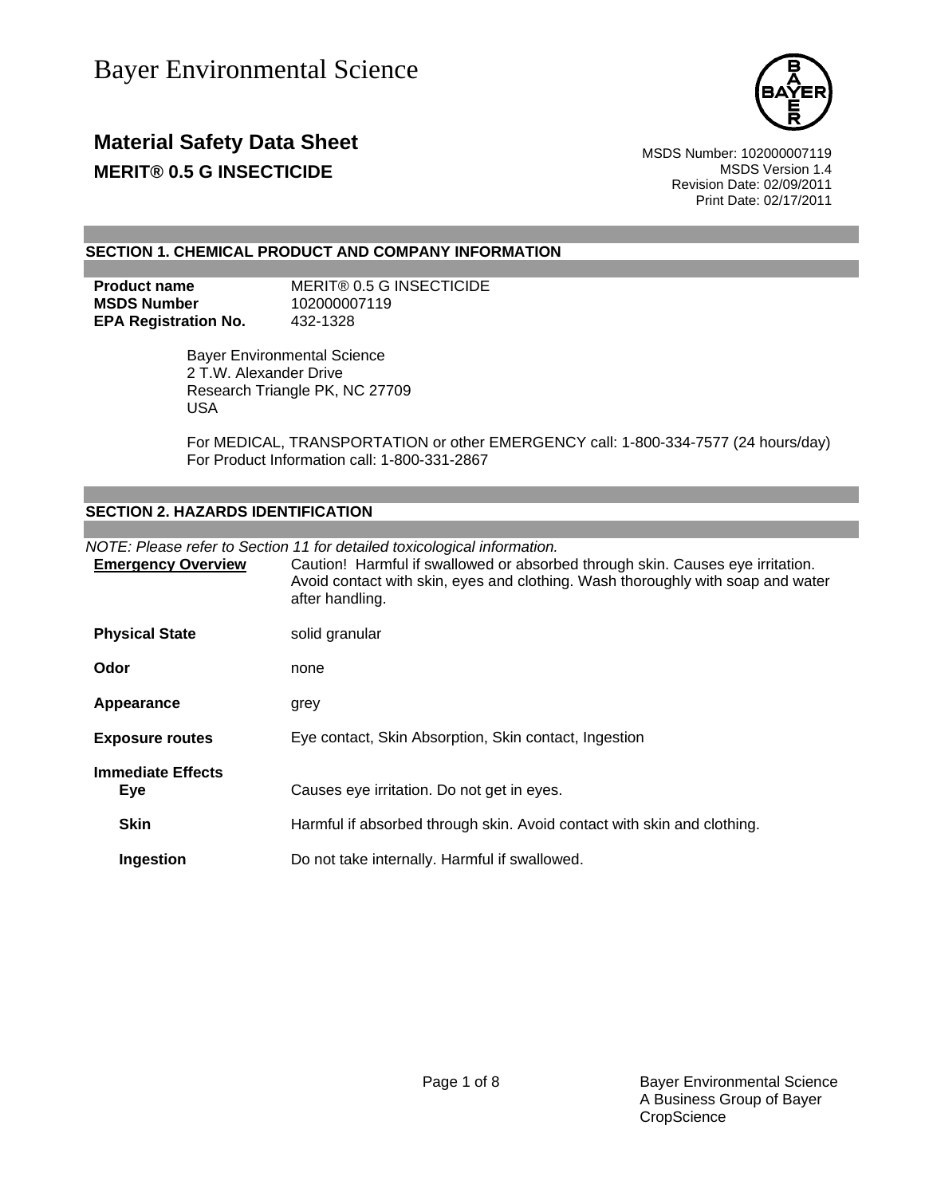Bayer Environmental Science

# Material Safety Data Sheet

**MERIT® 0.5 G INSECTICIDE**

MSDS Number: 102000007119
MSDS Version 1.4
Revision Date: 02/09/2011
Print Date: 02/17/2011

## SECTION 1. CHEMICAL PRODUCT AND COMPANY INFORMATION

| | |
|---|---|
| **Product name** | MERIT® 0.5 G INSECTICIDE |
| **MSDS Number** | 102000007119 |
| **EPA Registration No.** | 432-1328 |

Bayer Environmental Science
2 T.W. Alexander Drive
Research Triangle PK, NC 27709
USA

For MEDICAL, TRANSPORTATION or other EMERGENCY call: 1-800-334-7577 (24 hours/day)
For Product Information call: 1-800-331-2867

## SECTION 2. HAZARDS IDENTIFICATION

*NOTE: Please refer to Section 11 for detailed toxicological information.*

| | |
|---|---|
| **Emergency Overview** | Caution! Harmful if swallowed or absorbed through skin. Causes eye irritation. Avoid contact with skin, eyes and clothing. Wash thoroughly with soap and water after handling. |
| **Physical State** | solid granular |
| **Odor** | none |
| **Appearance** | grey |
| **Exposure routes** | Eye contact, Skin Absorption, Skin contact, Ingestion |

**Immediate Effects**

| | |
|---|---|
| **Eye** | Causes eye irritation. Do not get in eyes. |
| **Skin** | Harmful if absorbed through skin. Avoid contact with skin and clothing. |
| **Ingestion** | Do not take internally. Harmful if swallowed. |

Bayer Environmental Science
A Business Group of Bayer CropScience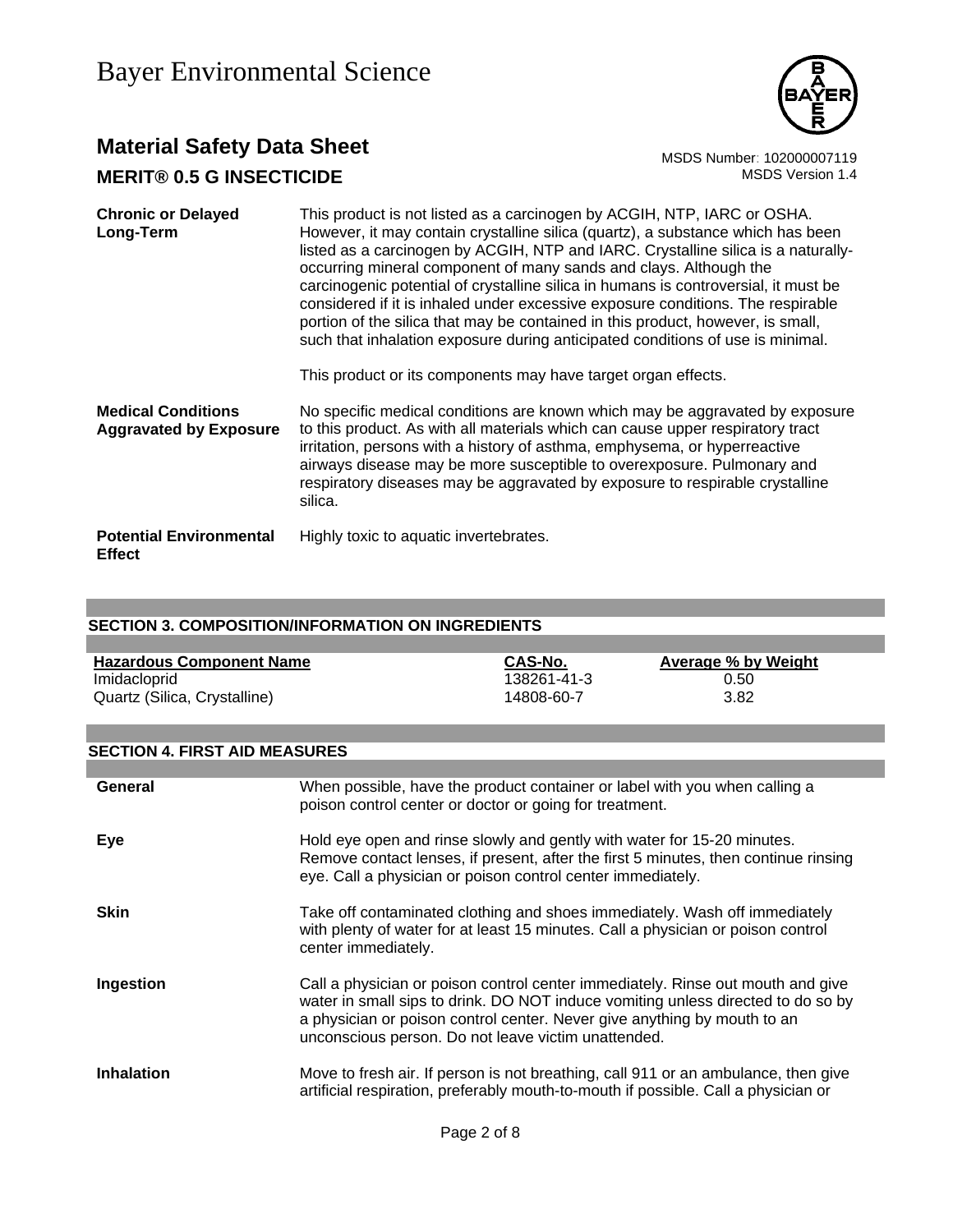**Chronic or Delayed Long-Term**

This product is not listed as a carcinogen by ACGIH, NTP, IARC or OSHA. However, it may contain crystalline silica (quartz), a substance which has been listed as a carcinogen by ACGIH, NTP and IARC. Crystalline silica is a naturally-occurring mineral component of many sands and clays. Although the carcinogenic potential of crystalline silica in humans is controversial, it must be considered if it is inhaled under excessive exposure conditions. The respirable portion of the silica that may be contained in this product, however, is small, such that inhalation exposure during anticipated conditions of use is minimal.

This product or its components may have target organ effects.

**Medical Conditions Aggravated by Exposure**

No specific medical conditions are known which may be aggravated by exposure to this product. As with all materials which can cause upper respiratory tract irritation, persons with a history of asthma, emphysema, or hyperreactive airways disease may be more susceptible to overexposure. Pulmonary and respiratory diseases may be aggravated by exposure to respirable crystalline silica.

**Potential Environmental Effect**

Highly toxic to aquatic invertebrates.

## SECTION 3. COMPOSITION/INFORMATION ON INGREDIENTS

| Hazardous Component Name | CAS-No. | Average % by Weight |
|---|---|---|
| Imidacloprid | 138261-41-3 | 0.50 |
| Quartz (Silica, Crystalline) | 14808-60-7 | 3.82 |

## SECTION 4. FIRST AID MEASURES

**General**

When possible, have the product container or label with you when calling a poison control center or doctor or going for treatment.

**Eye**

Hold eye open and rinse slowly and gently with water for 15-20 minutes. Remove contact lenses, if present, after the first 5 minutes, then continue rinsing eye. Call a physician or poison control center immediately.

**Skin**

Take off contaminated clothing and shoes immediately. Wash off immediately with plenty of water for at least 15 minutes. Call a physician or poison control center immediately.

**Ingestion**

Call a physician or poison control center immediately. Rinse out mouth and give water in small sips to drink. DO NOT induce vomiting unless directed to do so by a physician or poison control center. Never give anything by mouth to an unconscious person. Do not leave victim unattended.

**Inhalation**

Move to fresh air. If person is not breathing, call 911 or an ambulance, then give artificial respiration, preferably mouth-to-mouth if possible. Call a physician or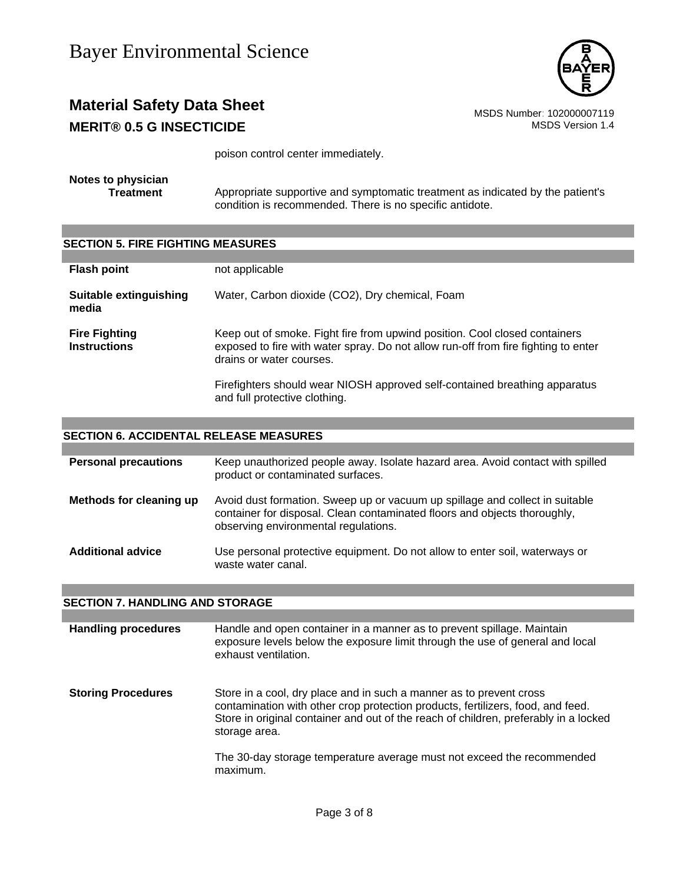poison control center immediately.

**Notes to physician**

**Treatment** Appropriate supportive and symptomatic treatment as indicated by the patient's condition is recommended. There is no specific antidote.

## SECTION 5. FIRE FIGHTING MEASURES

**Flash point** not applicable

**Suitable extinguishing media** Water, Carbon dioxide ($CO_2$), Dry chemical, Foam

**Fire Fighting Instructions** Keep out of smoke. Fight fire from upwind position. Cool closed containers exposed to fire with water spray. Do not allow run-off from fire fighting to enter drains or water courses.

Firefighters should wear NIOSH approved self-contained breathing apparatus and full protective clothing.

## SECTION 6. ACCIDENTAL RELEASE MEASURES

**Personal precautions** Keep unauthorized people away. Isolate hazard area. Avoid contact with spilled product or contaminated surfaces.

**Methods for cleaning up** Avoid dust formation. Sweep up or vacuum up spillage and collect in suitable container for disposal. Clean contaminated floors and objects thoroughly, observing environmental regulations.

**Additional advice** Use personal protective equipment. Do not allow to enter soil, waterways or waste water canal.

## SECTION 7. HANDLING AND STORAGE

**Handling procedures** Handle and open container in a manner as to prevent spillage. Maintain exposure levels below the exposure limit through the use of general and local exhaust ventilation.

**Storing Procedures** Store in a cool, dry place and in such a manner as to prevent cross contamination with other crop protection products, fertilizers, food, and feed. Store in original container and out of the reach of children, preferably in a locked storage area.

The 30-day storage temperature average must not exceed the recommended maximum.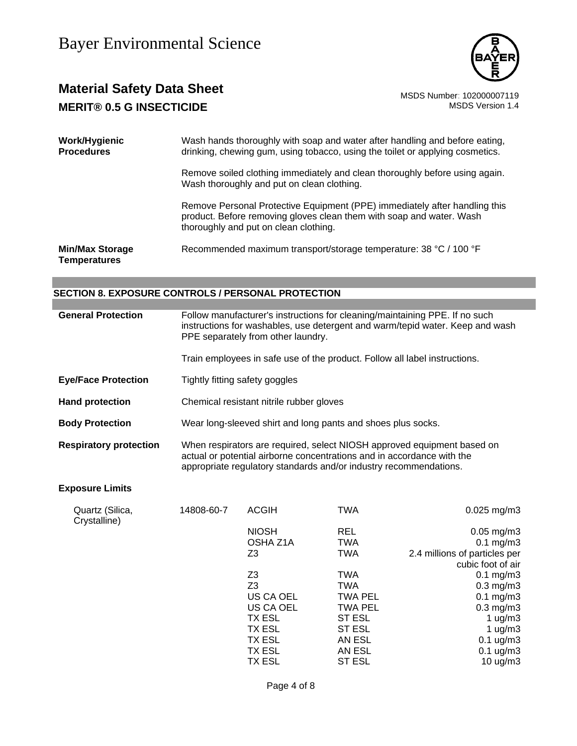| | |
|---|---|
| **Work/Hygienic Procedures** | Wash hands thoroughly with soap and water after handling and before eating, drinking, chewing gum, using tobacco, using the toilet or applying cosmetics.<br><br>Remove soiled clothing immediately and clean thoroughly before using again. Wash thoroughly and put on clean clothing.<br><br>Remove Personal Protective Equipment (PPE) immediately after handling this product. Before removing gloves clean them with soap and water. Wash thoroughly and put on clean clothing. |
| **Min/Max Storage Temperatures** | Recommended maximum transport/storage temperature: 38 °C / 100 °F |

## SECTION 8. EXPOSURE CONTROLS / PERSONAL PROTECTION

| | |
|---|---|
| **General Protection** | Follow manufacturer's instructions for cleaning/maintaining PPE. If no such instructions for washables, use detergent and warm/tepid water. Keep and wash PPE separately from other laundry.<br><br>Train employees in safe use of the product. Follow all label instructions. |
| **Eye/Face Protection** | Tightly fitting safety goggles |
| **Hand protection** | Chemical resistant nitrile rubber gloves |
| **Body Protection** | Wear long-sleeved shirt and long pants and shoes plus socks. |
| **Respiratory protection** | When respirators are required, select NIOSH approved equipment based on actual or potential airborne concentrations and in accordance with the appropriate regulatory standards and/or industry recommendations. |

**Exposure Limits**

| | | | | |
|---|---|---|---|---|
| Quartz (Silica, Crystalline) | 14808-60-7 | ACGIH | TWA | 0.025 mg/m3 |
| | | NIOSH | REL | 0.05 mg/m3 |
| | | OSHA Z1A | TWA | 0.1 mg/m3 |
| | | Z3 | TWA | 2.4 millions of particles per cubic foot of air |
| | | Z3 | TWA | 0.1 mg/m3 |
| | | Z3 | TWA | 0.3 mg/m3 |
| | | US CA OEL | TWA PEL | 0.1 mg/m3 |
| | | US CA OEL | TWA PEL | 0.3 mg/m3 |
| | | TX ESL | ST ESL | 1 ug/m3 |
| | | TX ESL | ST ESL | 1 ug/m3 |
| | | TX ESL | AN ESL | 0.1 ug/m3 |
| | | TX ESL | AN ESL | 0.1 ug/m3 |
| | | TX ESL | ST ESL | 10 ug/m3 |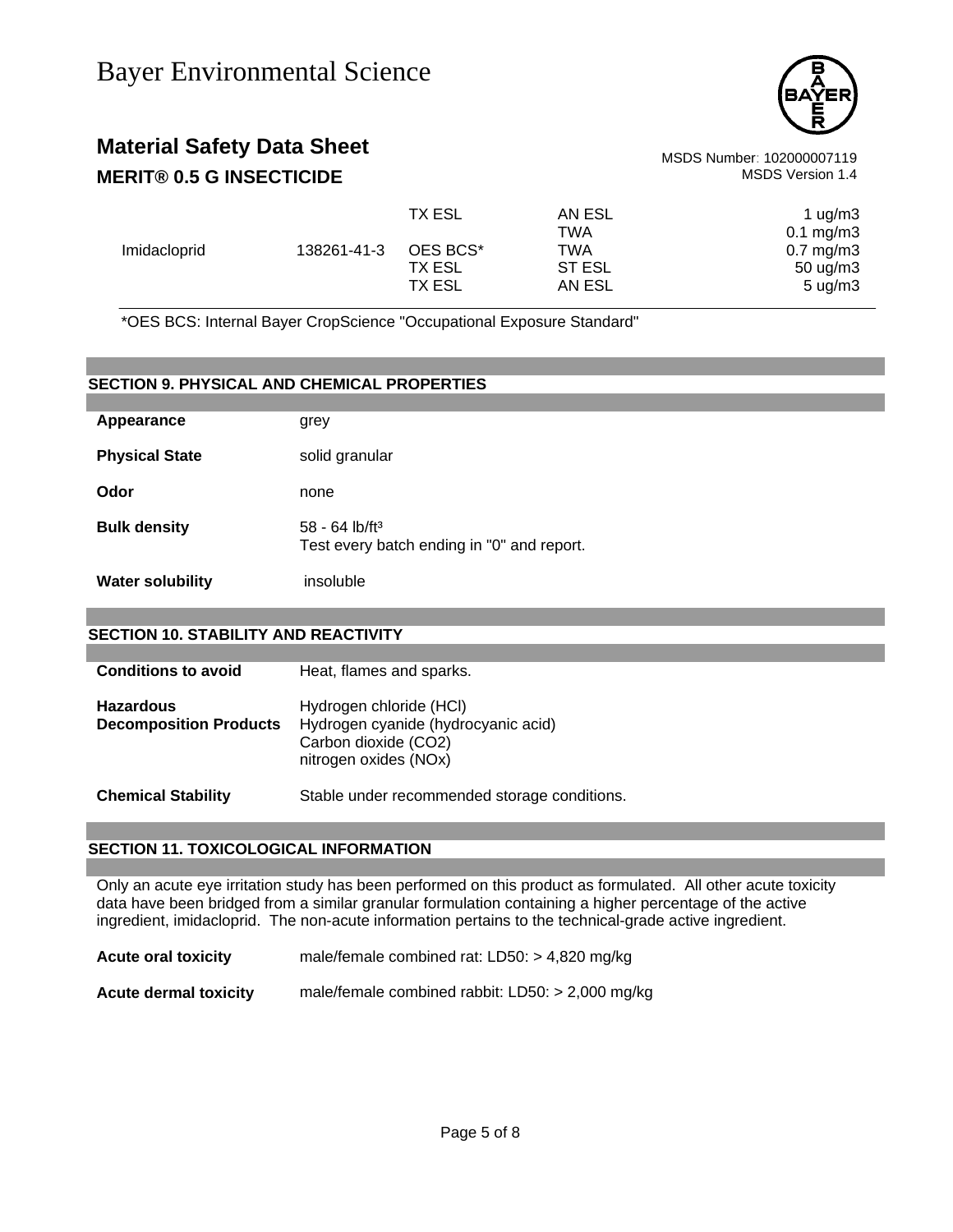| | | | | |
|---|---|---|---|---|
| | | TX ESL | AN ESL | 1 ug/m3 |
| | | | TWA | 0.1 mg/m3 |
| Imidacloprid | 138261-41-3 | OES BCS* | TWA | 0.7 mg/m3 |
| | | TX ESL | ST ESL | 50 ug/m3 |
| | | TX ESL | AN ESL | 5 ug/m3 |

*OES BCS: Internal Bayer CropScience "Occupational Exposure Standard"

## SECTION 9. PHYSICAL AND CHEMICAL PROPERTIES

| | |
|---|---|
| **Appearance** | grey |
| **Physical State** | solid granular |
| **Odor** | none |
| **Bulk density** | 58 - 64 lb/ft³<br>Test every batch ending in "0" and report. |
| **Water solubility** | insoluble |

## SECTION 10. STABILITY AND REACTIVITY

| | |
|---|---|
| **Conditions to avoid** | Heat, flames and sparks. |
| **Hazardous Decomposition Products** | Hydrogen chloride (HCl)<br>Hydrogen cyanide (hydrocyanic acid)<br>Carbon dioxide ($CO_2$)<br>nitrogen oxides ($NO_x$) |
| **Chemical Stability** | Stable under recommended storage conditions. |

## SECTION 11. TOXICOLOGICAL INFORMATION

Only an acute eye irritation study has been performed on this product as formulated. All other acute toxicity data have been bridged from a similar granular formulation containing a higher percentage of the active ingredient, imidacloprid. The non-acute information pertains to the technical-grade active ingredient.

| | |
|---|---|
| **Acute oral toxicity** | male/female combined rat: LD50: > 4,820 mg/kg |
| **Acute dermal toxicity** | male/female combined rabbit: LD50: > 2,000 mg/kg |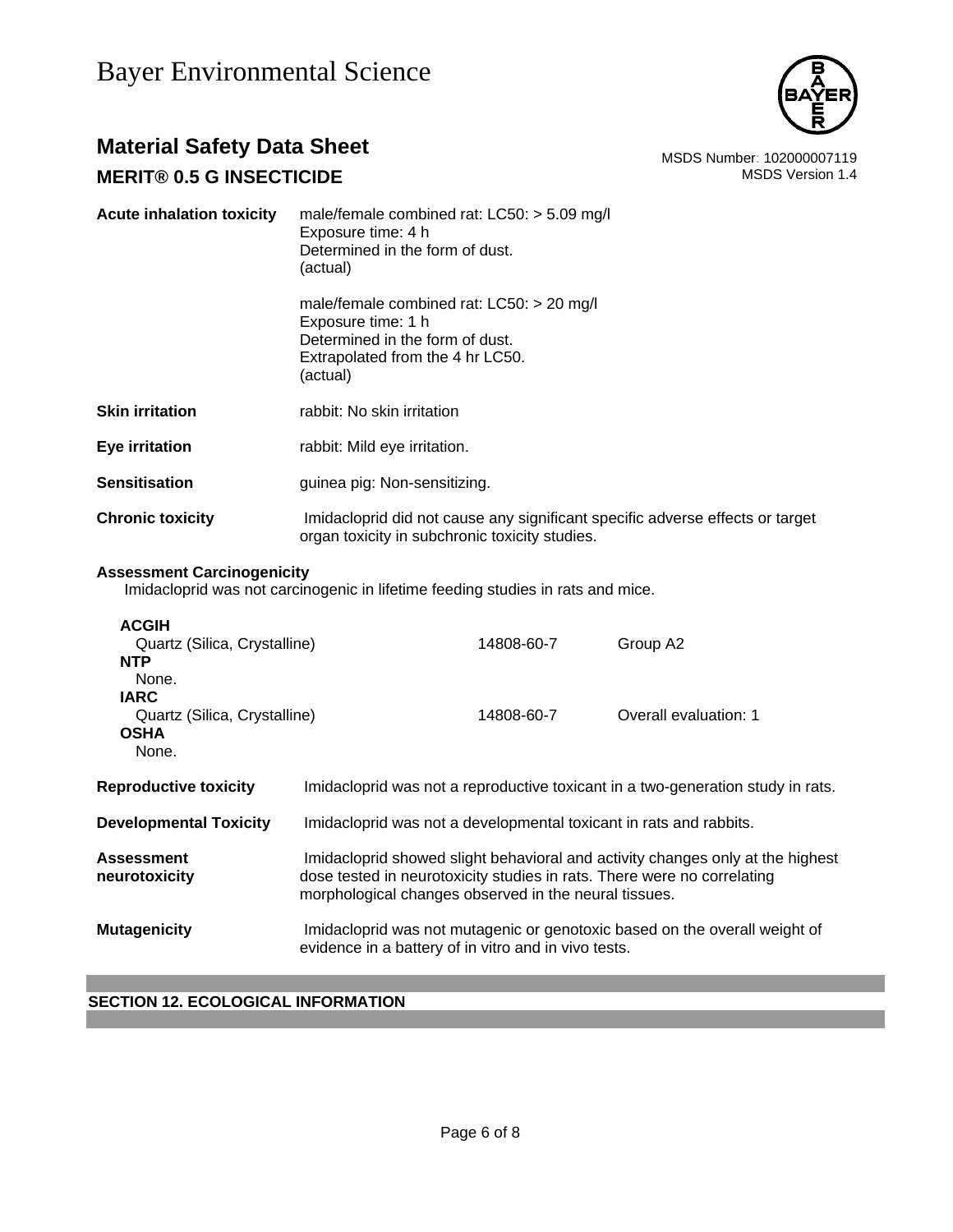| | |
|---|---|
| **Acute inhalation toxicity** | male/female combined rat: LC50: > 5.09 mg/l<br>Exposure time: 4 h<br>Determined in the form of dust.<br>(actual) |
| | male/female combined rat: LC50: > 20 mg/l<br>Exposure time: 1 h<br>Determined in the form of dust.<br>Extrapolated from the 4 hr LC50.<br>(actual) |
| **Skin irritation** | rabbit: No skin irritation |
| **Eye irritation** | rabbit: Mild eye irritation. |
| **Sensitisation** | guinea pig: Non-sensitizing. |
| **Chronic toxicity** | Imidacloprid did not cause any significant specific adverse effects or target organ toxicity in subchronic toxicity studies. |

**Assessment Carcinogenicity**

Imidacloprid was not carcinogenic in lifetime feeding studies in rats and mice.

| | | |
|---|---|---|
| **ACGIH** | | |
| Quartz (Silica, Crystalline) | 14808-60-7 | Group A2 |
| **NTP** | | |
| None. | | |
| **IARC** | | |
| Quartz (Silica, Crystalline) | 14808-60-7 | Overall evaluation: 1 |
| **OSHA** | | |
| None. | | |

| | |
|---|---|
| **Reproductive toxicity** | Imidacloprid was not a reproductive toxicant in a two-generation study in rats. |
| **Developmental Toxicity** | Imidacloprid was not a developmental toxicant in rats and rabbits. |
| **Assessment neurotoxicity** | Imidacloprid showed slight behavioral and activity changes only at the highest dose tested in neurotoxicity studies in rats. There were no correlating morphological changes observed in the neural tissues. |
| **Mutagenicity** | Imidacloprid was not mutagenic or genotoxic based on the overall weight of evidence in a battery of in vitro and in vivo tests. |

## SECTION 12. ECOLOGICAL INFORMATION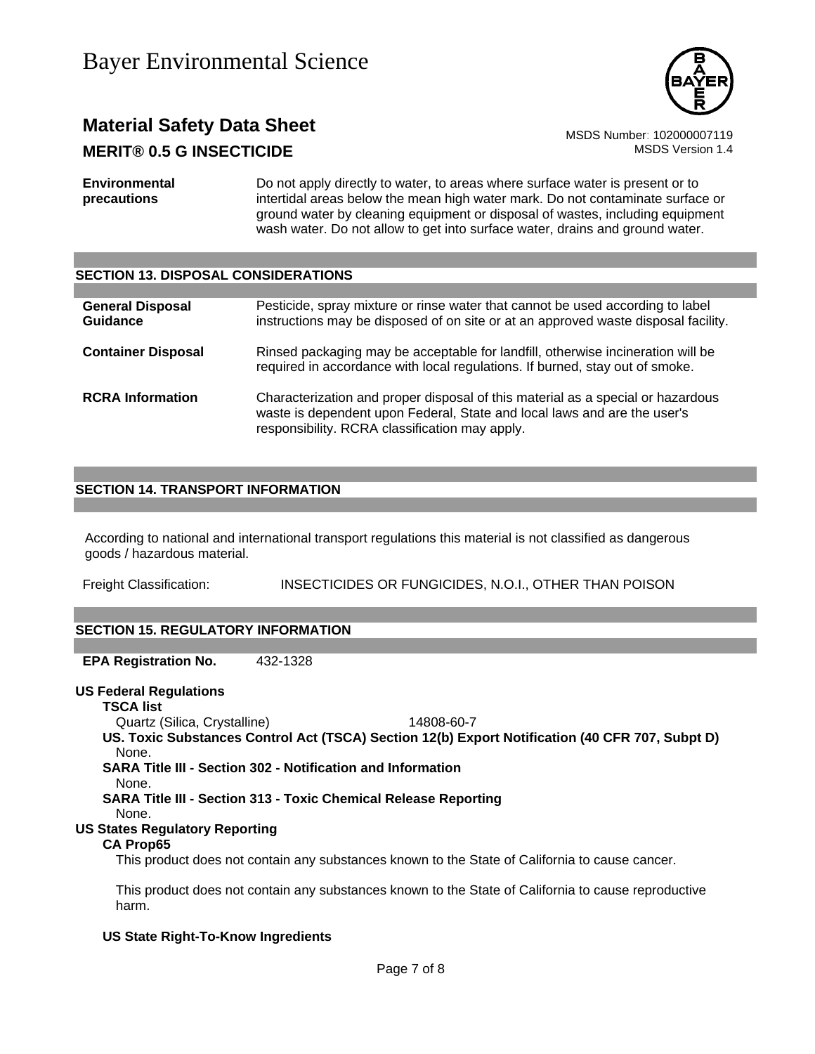| | |
|---|---|
| **Environmental precautions** | Do not apply directly to water, to areas where surface water is present or to intertidal areas below the mean high water mark. Do not contaminate surface or ground water by cleaning equipment or disposal of wastes, including equipment wash water. Do not allow to get into surface water, drains and ground water. |

## SECTION 13. DISPOSAL CONSIDERATIONS

| | |
|---|---|
| **General Disposal Guidance** | Pesticide, spray mixture or rinse water that cannot be used according to label instructions may be disposed of on site or at an approved waste disposal facility. |
| **Container Disposal** | Rinsed packaging may be acceptable for landfill, otherwise incineration will be required in accordance with local regulations. If burned, stay out of smoke. |
| **RCRA Information** | Characterization and proper disposal of this material as a special or hazardous waste is dependent upon Federal, State and local laws and are the user's responsibility. RCRA classification may apply. |

## SECTION 14. TRANSPORT INFORMATION

According to national and international transport regulations this material is not classified as dangerous goods / hazardous material.

Freight Classification: INSECTICIDES OR FUNGICIDES, N.O.I., OTHER THAN POISON

## SECTION 15. REGULATORY INFORMATION

**EPA Registration No.** 432-1328

**US Federal Regulations**

**TSCA list**

Quartz (Silica, Crystalline) 14808-60-7

**US. Toxic Substances Control Act (TSCA) Section 12(b) Export Notification (40 CFR 707, Subpt D)**

None.

**SARA Title III - Section 302 - Notification and Information**

None.

**SARA Title III - Section 313 - Toxic Chemical Release Reporting**

None.

**US States Regulatory Reporting**

**CA Prop65**

This product does not contain any substances known to the State of California to cause cancer.

This product does not contain any substances known to the State of California to cause reproductive harm.

**US State Right-To-Know Ingredients**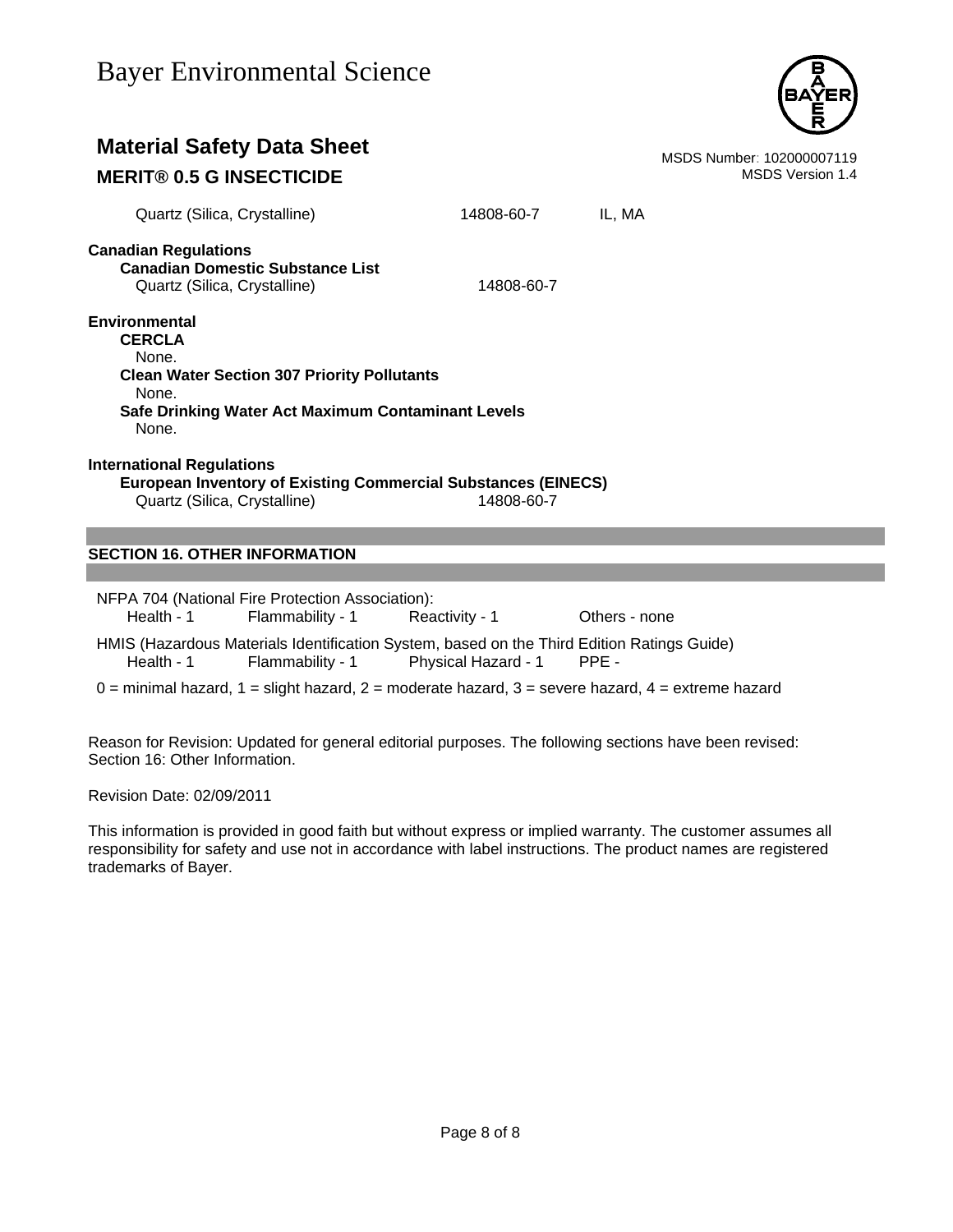| | | |
|---|---|---|
| Quartz (Silica, Crystalline) | 14808-60-7 | IL, MA |

**Canadian Regulations**

**Canadian Domestic Substance List**

| | |
|---|---|
| Quartz (Silica, Crystalline) | 14808-60-7 |

**Environmental**

**CERCLA**

None.

**Clean Water Section 307 Priority Pollutants**

None.

**Safe Drinking Water Act Maximum Contaminant Levels**

None.

**International Regulations**

**European Inventory of Existing Commercial Substances (EINECS)**

| | |
|---|---|
| Quartz (Silica, Crystalline) | 14808-60-7 |

## SECTION 16. OTHER INFORMATION

NFPA 704 (National Fire Protection Association):

| | | | |
|---|---|---|---|
| Health - 1 | Flammability - 1 | Reactivity - 1 | Others - none |

HMIS (Hazardous Materials Identification System, based on the Third Edition Ratings Guide)

| | | | |
|---|---|---|---|
| Health - 1 | Flammability - 1 | Physical Hazard - 1 | PPE - |

0 = minimal hazard, 1 = slight hazard, 2 = moderate hazard, 3 = severe hazard, 4 = extreme hazard

Reason for Revision: Updated for general editorial purposes. The following sections have been revised: Section 16: Other Information.

Revision Date: 02/09/2011

This information is provided in good faith but without express or implied warranty. The customer assumes all responsibility for safety and use not in accordance with label instructions. The product names are registered trademarks of Bayer.